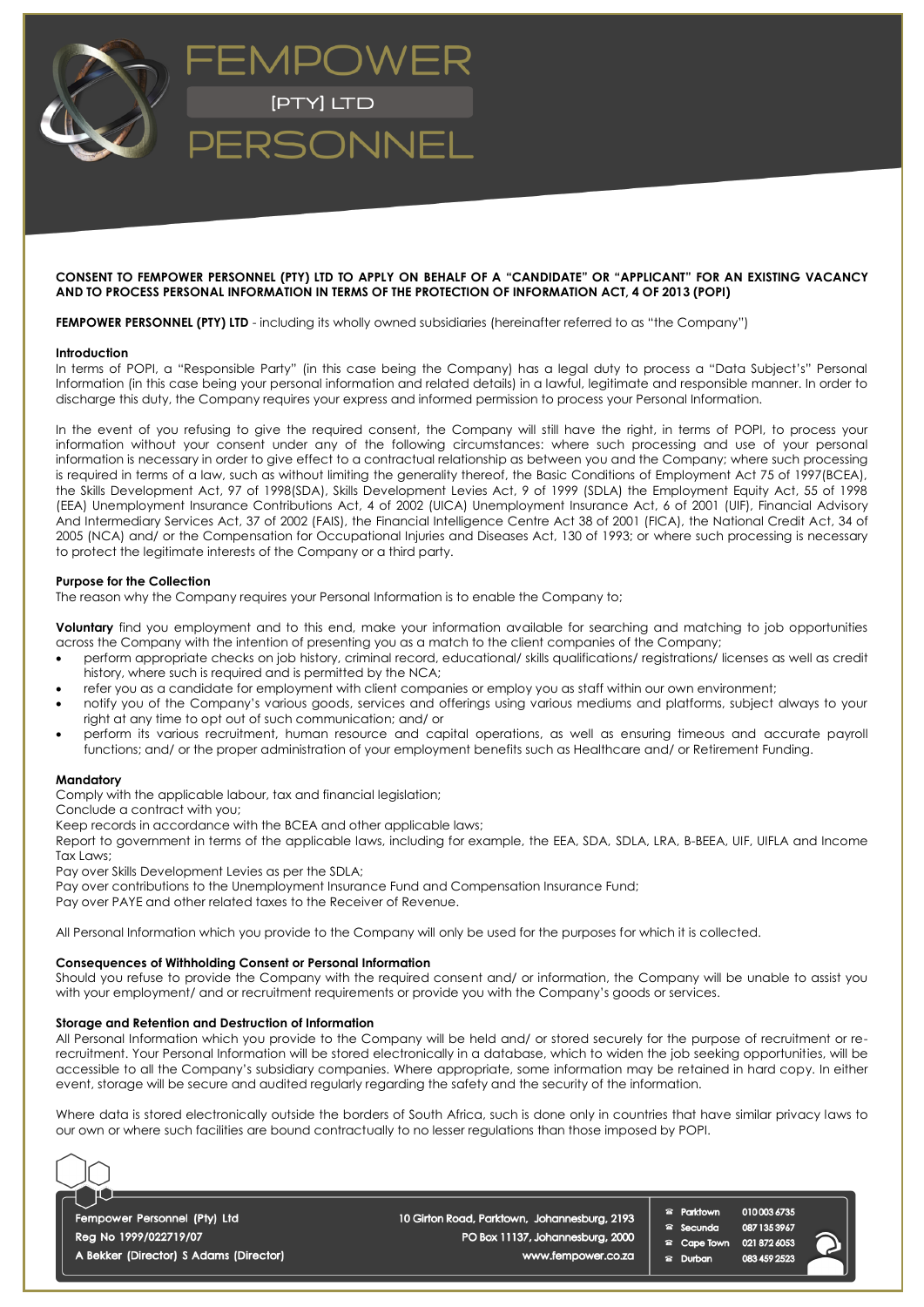# FEMPOWER [PTY] LTD PERSONNEL

**CONSENT TO FEMPOWER PERSONNEL (PTY) LTD TO APPLY ON BEHALF OF A "CANDIDATE" OR "APPLICANT" FOR AN EXISTING VACANCY AND TO PROCESS PERSONAL INFORMATION IN TERMS OF THE PROTECTION OF INFORMATION ACT, 4 OF 2013 (POPI)**

**FEMPOWER PERSONNEL (PTY) LTD** - including its wholly owned subsidiaries (hereinafter referred to as "the Company")

**Introduction**

In terms of POPI, a "Responsible Party" (in this case being the Company) has a legal duty to process a "Data Subject's" Personal Information (in this case being your personal information and related details) in a lawful, legitimate and responsible manner. In order to discharge this duty, the Company requires your express and informed permission to process your Personal Information.

In the event of you refusing to give the required consent, the Company will still have the right, in terms of POPI, to process your information without your consent under any of the following circumstances: where such processing and use of your personal information is necessary in order to give effect to a contractual relationship as between you and the Company; where such processing is required in terms of a law, such as without limiting the generality thereof, the Basic Conditions of Employment Act 75 of 1997(BCEA), the Skills Development Act, 97 of 1998(SDA), Skills Development Levies Act, 9 of 1999 (SDLA) the Employment Equity Act, 55 of 1998 (EEA) Unemployment Insurance Contributions Act, 4 of 2002 (UICA) Unemployment Insurance Act, 6 of 2001 (UIF), Financial Advisory And Intermediary Services Act, 37 of 2002 (FAIS), the Financial Intelligence Centre Act 38 of 2001 (FICA), the National Credit Act, 34 of 2005 (NCA) and/ or the Compensation for Occupational Injuries and Diseases Act, 130 of 1993; or where such processing is necessary to protect the legitimate interests of the Company or a third party.

**Purpose for the Collection**

The reason why the Company requires your Personal Information is to enable the Company to;

**Voluntary** find you employment and to this end, make your information available for searching and matching to job opportunities across the Company with the intention of presenting you as a match to the client companies of the Company;

- perform appropriate checks on job history, criminal record, educational/ skills qualifications/ registrations/ licenses as well as credit history, where such is required and is permitted by the NCA;
- refer you as a candidate for employment with client companies or employ you as staff within our own environment;
- notify you of the Company's various goods, services and offerings using various mediums and platforms, subject always to your right at any time to opt out of such communication; and/ or
- perform its various recruitment, human resource and capital operations, as well as ensuring timeous and accurate payroll functions; and/ or the proper administration of your employment benefits such as Healthcare and/ or Retirement Funding.

**Mandatory**

Comply with the applicable labour, tax and financial legislation;
Conclude a contract with you;
Keep records in accordance with the BCEA and other applicable laws;
Report to government in terms of the applicable laws, including for example, the EEA, SDA, SDLA, LRA, B-BEEA, UIF, UIFLA and Income Tax Laws;
Pay over Skills Development Levies as per the SDLA;
Pay over contributions to the Unemployment Insurance Fund and Compensation Insurance Fund;
Pay over PAYE and other related taxes to the Receiver of Revenue.

All Personal Information which you provide to the Company will only be used for the purposes for which it is collected.

**Consequences of Withholding Consent or Personal Information**

Should you refuse to provide the Company with the required consent and/ or information, the Company will be unable to assist you with your employment/ and or recruitment requirements or provide you with the Company's goods or services.

**Storage and Retention and Destruction of Information**

All Personal Information which you provide to the Company will be held and/ or stored securely for the purpose of recruitment or re-recruitment. Your Personal Information will be stored electronically in a database, which to widen the job seeking opportunities, will be accessible to all the Company's subsidiary companies. Where appropriate, some information may be retained in hard copy. In either event, storage will be secure and audited regularly regarding the safety and the security of the information.

Where data is stored electronically outside the borders of South Africa, such is done only in countries that have similar privacy laws to our own or where such facilities are bound contractually to no lesser regulations than those imposed by POPI.

Fempower Personnel (Pty) Ltd
Reg No 1999/022719/07
A Bekker (Director) S Adams (Director)

10 Girton Road, Parktown, Johannesburg, 2193
PO Box 11137, Johannesburg, 2000
www.fempower.co.za

| | |
|---|---|
| Parktown | 010 003 6735 |
| Secunda | 087 135 3967 |
| Cape Town | 021 872 6053 |
| Durban | 083 459 2523 |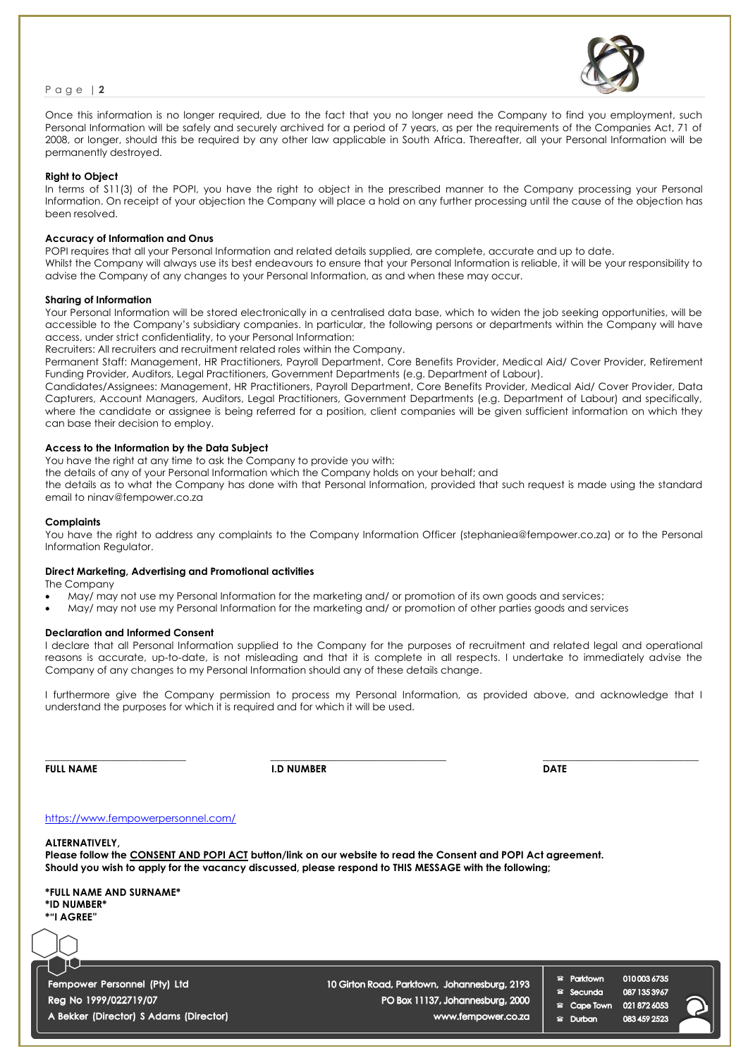Once this information is no longer required, due to the fact that you no longer need the Company to find you employment, such Personal Information will be safely and securely archived for a period of 7 years, as per the requirements of the Companies Act, 71 of 2008, or longer, should this be required by any other law applicable in South Africa. Thereafter, all your Personal Information will be permanently destroyed.

**Right to Object**

In terms of S11(3) of the POPI, you have the right to object in the prescribed manner to the Company processing your Personal Information. On receipt of your objection the Company will place a hold on any further processing until the cause of the objection has been resolved.

**Accuracy of Information and Onus**

POPI requires that all your Personal Information and related details supplied, are complete, accurate and up to date.
Whilst the Company will always use its best endeavours to ensure that your Personal Information is reliable, it will be your responsibility to advise the Company of any changes to your Personal Information, as and when these may occur.

**Sharing of Information**

Your Personal Information will be stored electronically in a centralised data base, which to widen the job seeking opportunities, will be accessible to the Company's subsidiary companies. In particular, the following persons or departments within the Company will have access, under strict confidentiality, to your Personal Information:
Recruiters: All recruiters and recruitment related roles within the Company.
Permanent Staff: Management, HR Practitioners, Payroll Department, Core Benefits Provider, Medical Aid/ Cover Provider, Retirement Funding Provider, Auditors, Legal Practitioners, Government Departments (e.g. Department of Labour).
Candidates/Assignees: Management, HR Practitioners, Payroll Department, Core Benefits Provider, Medical Aid/ Cover Provider, Data Capturers, Account Managers, Auditors, Legal Practitioners, Government Departments (e.g. Department of Labour) and specifically, where the candidate or assignee is being referred for a position, client companies will be given sufficient information on which they can base their decision to employ.

**Access to the Information by the Data Subject**

You have the right at any time to ask the Company to provide you with:
the details of any of your Personal Information which the Company holds on your behalf; and
the details as to what the Company has done with that Personal Information, provided that such request is made using the standard email to ninav@fempower.co.za

**Complaints**

You have the right to address any complaints to the Company Information Officer (stephaniea@fempower.co.za) or to the Personal Information Regulator.

**Direct Marketing, Advertising and Promotional activities**

The Company

- May/ may not use my Personal Information for the marketing and/ or promotion of its own goods and services;
- May/ may not use my Personal Information for the marketing and/ or promotion of other parties goods and services

**Declaration and Informed Consent**

I declare that all Personal Information supplied to the Company for the purposes of recruitment and related legal and operational reasons is accurate, up-to-date, is not misleading and that it is complete in all respects. I undertake to immediately advise the Company of any changes to my Personal Information should any of these details change.

I furthermore give the Company permission to process my Personal Information, as provided above, and acknowledge that I understand the purposes for which it is required and for which it will be used.

| ____________________ | ____________________ | ____________________ |
|---|---|---|
| **FULL NAME** | **I.D NUMBER** | **DATE** |

https://www.fempowerpersonnel.com/

**ALTERNATIVELY,**
**Please follow the CONSENT AND POPI ACT button/link on our website to read the Consent and POPI Act agreement.**
**Should you wish to apply for the vacancy discussed, please respond to THIS MESSAGE with the following;**

**\*FULL NAME AND SURNAME\***
**\*ID NUMBER\***
**\*"I AGREE"**

Fempower Personnel (Pty) Ltd
Reg No 1999/022719/07
A Bekker (Director) S Adams (Director)

10 Girton Road, Parktown, Johannesburg, 2193
PO Box 11137, Johannesburg, 2000
www.fempower.co.za

Parktown 010 003 6735
Secunda 087 135 3967
Cape Town 021 872 6053
Durban 083 459 2523